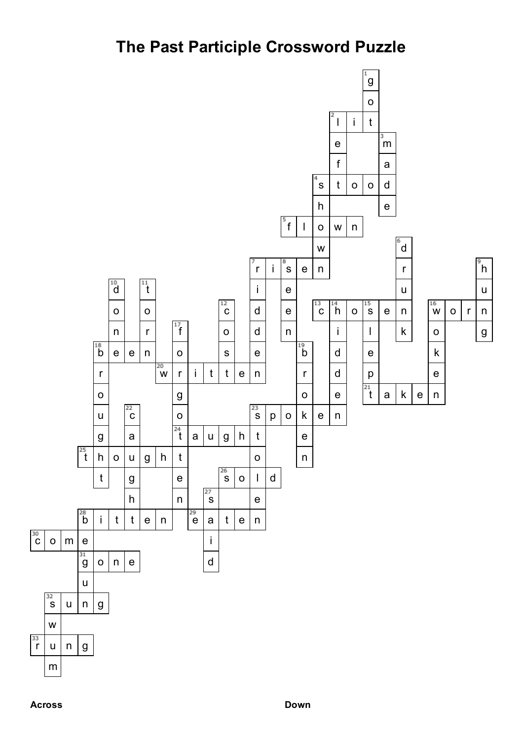# The Past Participle Crossword Puzzle

**Across**

**Down**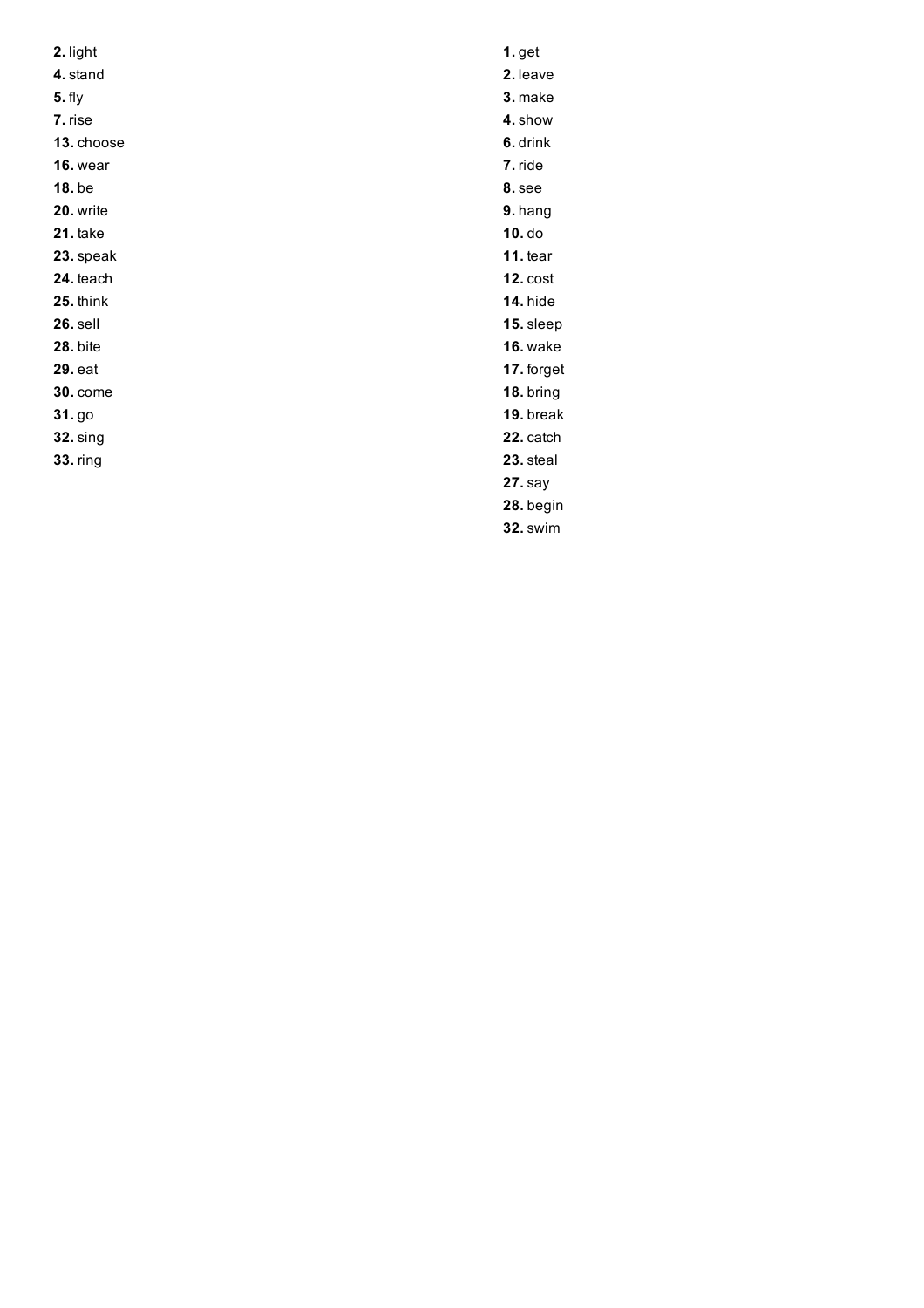**2.** light
**4.** stand
**5.** fly
**7.** rise
**13.** choose
**16.** wear
**18.** be
**20.** write
**21.** take
**23.** speak
**24.** teach
**25.** think
**26.** sell
**28.** bite
**29.** eat
**30.** come
**31.** go
**32.** sing
**33.** ring

**1.** get
**2.** leave
**3.** make
**4.** show
**6.** drink
**7.** ride
**8.** see
**9.** hang
**10.** do
**11.** tear
**12.** cost
**14.** hide
**15.** sleep
**16.** wake
**17.** forget
**18.** bring
**19.** break
**22.** catch
**23.** steal
**27.** say
**28.** begin
**32.** swim